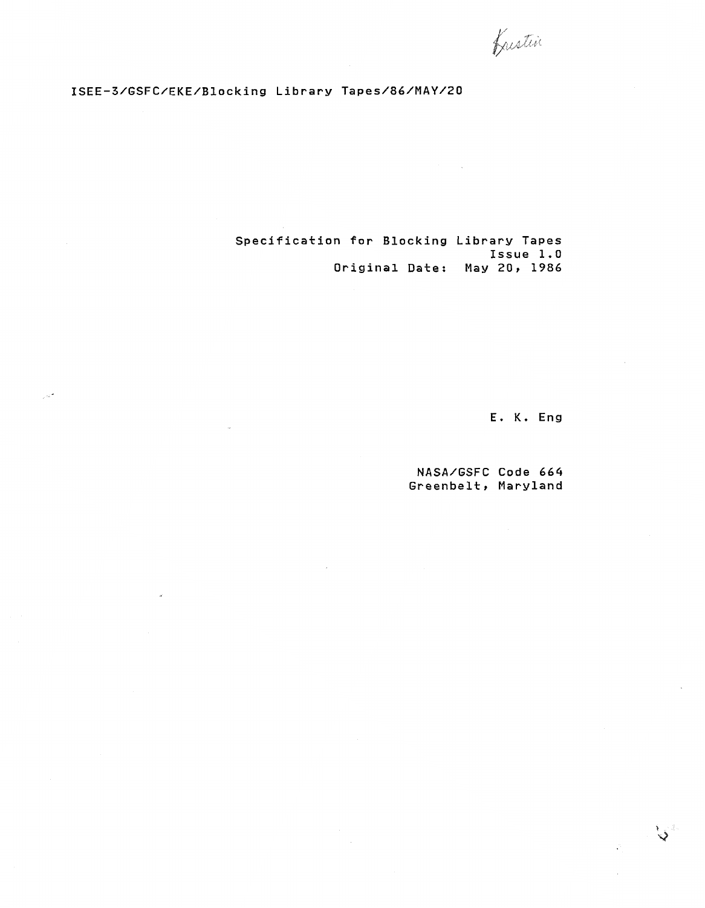Kristin

ISEE-3/GSFC/EKE/Blocking Library Tapes/86/MAY/20

# Specification for Blocking Library Tapes

Issue 1.0

Original Date: May 20, 1986

E. K. Eng

NASA/GSFC Code 664

Greenbelt, Maryland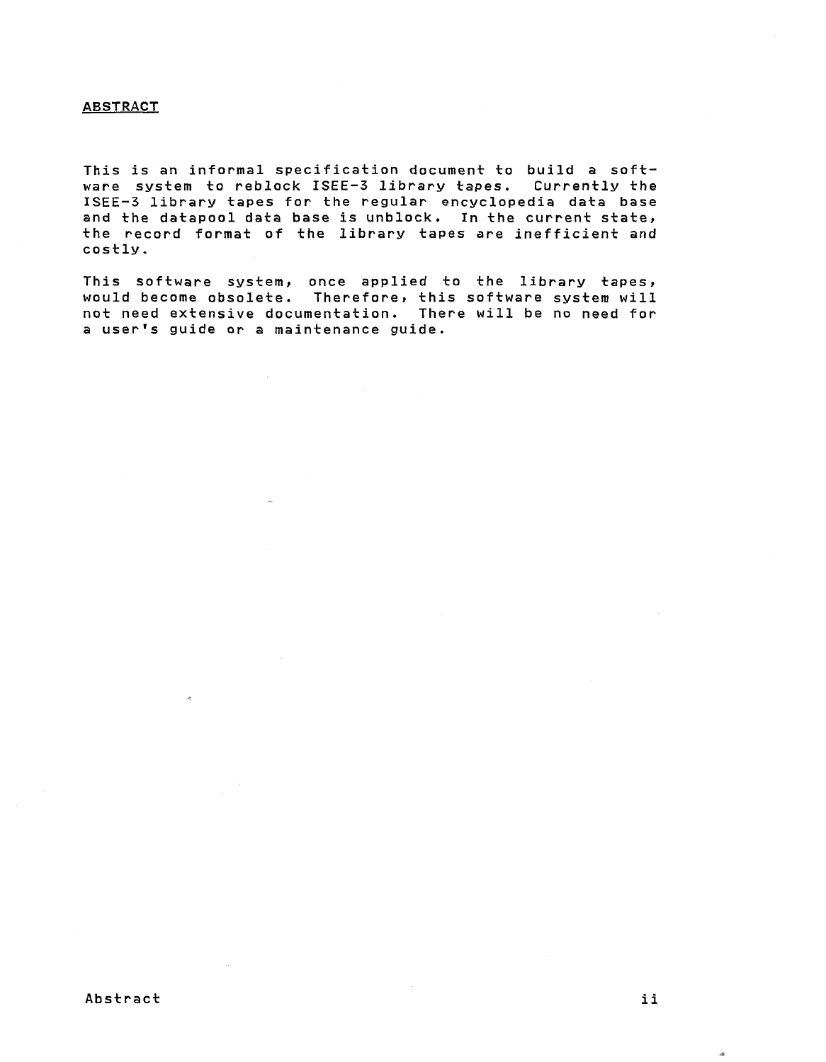## ABSTRACT

This is an informal specification document to build a software system to reblock ISEE-3 library tapes. Currently the ISEE-3 library tapes for the regular encyclopedia data base and the datapool data base is unblock. In the current state, the record format of the library tapes are inefficient and costly.

This software system, once applied to the library tapes, would become obsolete. Therefore, this software system will not need extensive documentation. There will be no need for a user's guide or a maintenance guide.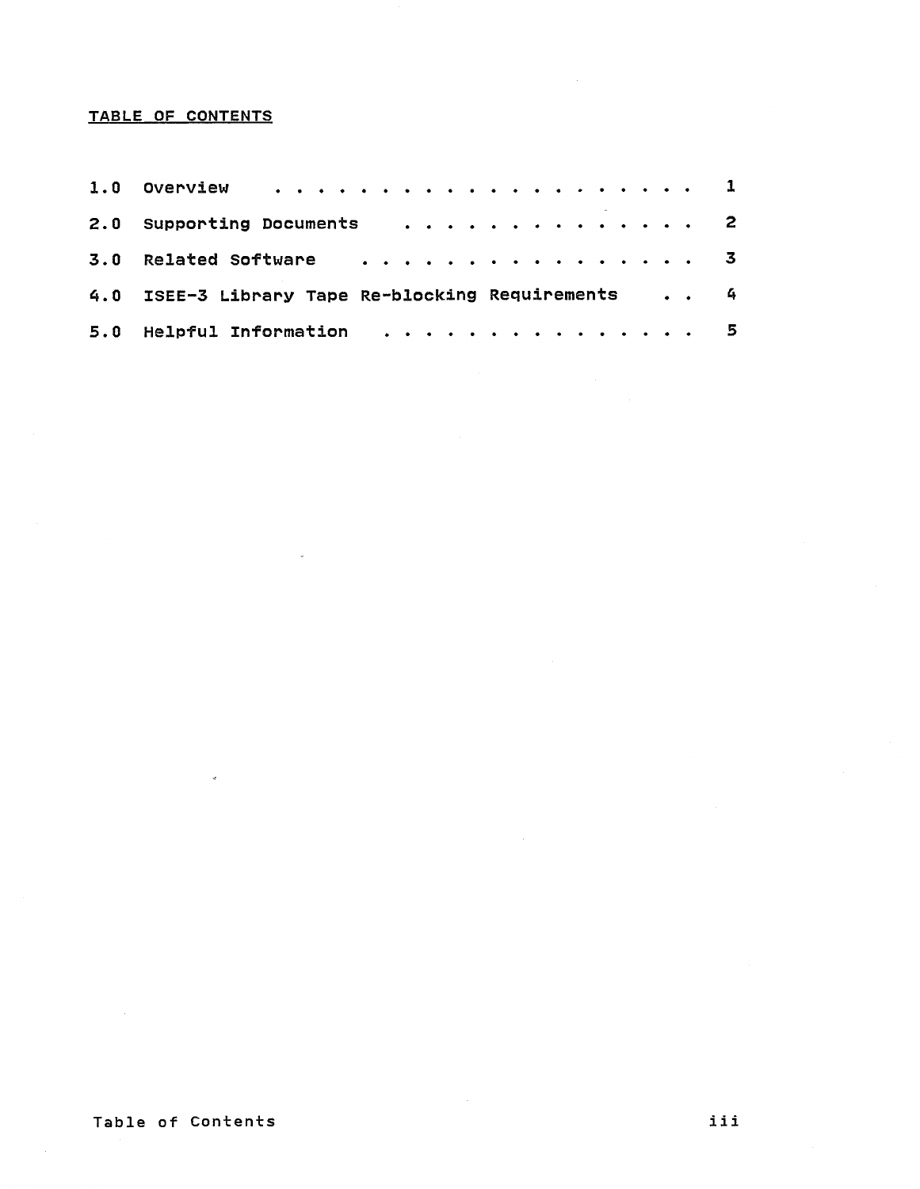## TABLE OF CONTENTS

| | | |
|---|---|---|
| 1.0 | Overview | 1 |
| 2.0 | Supporting Documents | 2 |
| 3.0 | Related Software | 3 |
| 4.0 | ISEE-3 Library Tape Re-blocking Requirements | 4 |
| 5.0 | Helpful Information | 5 |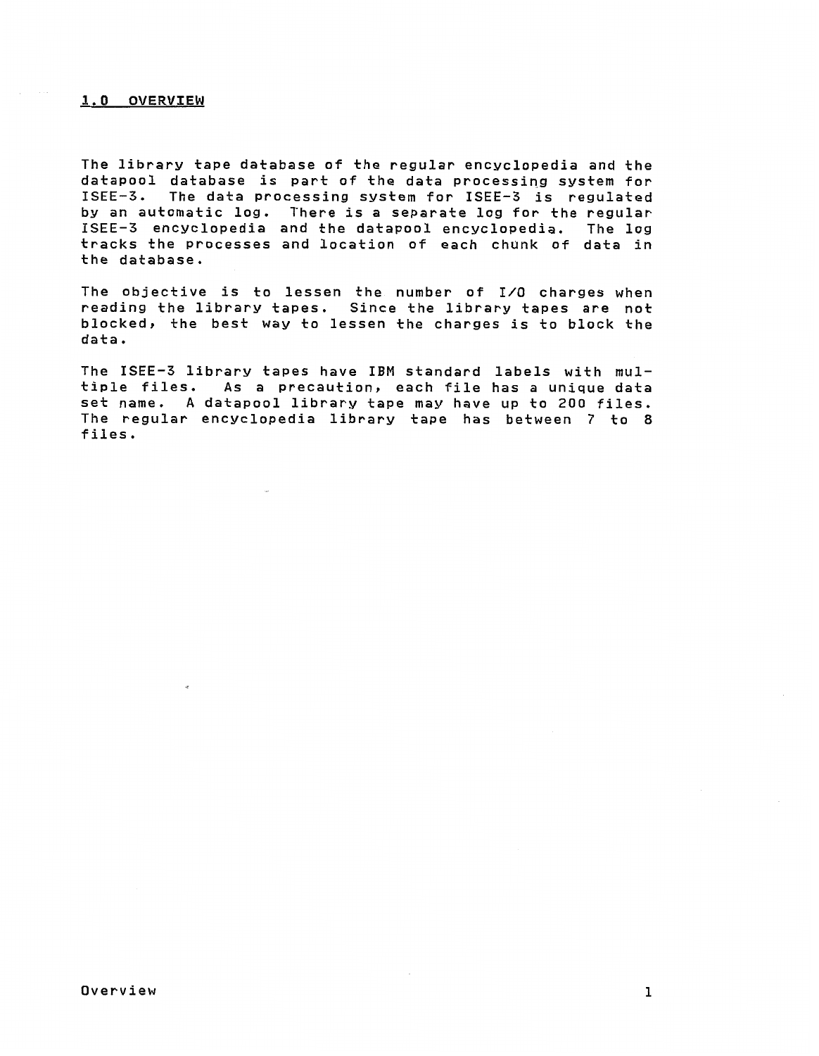## 1.0 OVERVIEW

The library tape database of the regular encyclopedia and the datapool database is part of the data processing system for ISEE-3. The data processing system for ISEE-3 is regulated by an automatic log. There is a separate log for the regular ISEE-3 encyclopedia and the datapool encyclopedia. The log tracks the processes and location of each chunk of data in the database.

The objective is to lessen the number of I/O charges when reading the library tapes. Since the library tapes are not blocked, the best way to lessen the charges is to block the data.

The ISEE-3 library tapes have IBM standard labels with multiple files. As a precaution, each file has a unique data set name. A datapool library tape may have up to 200 files. The regular encyclopedia library tape has between 7 to 8 files.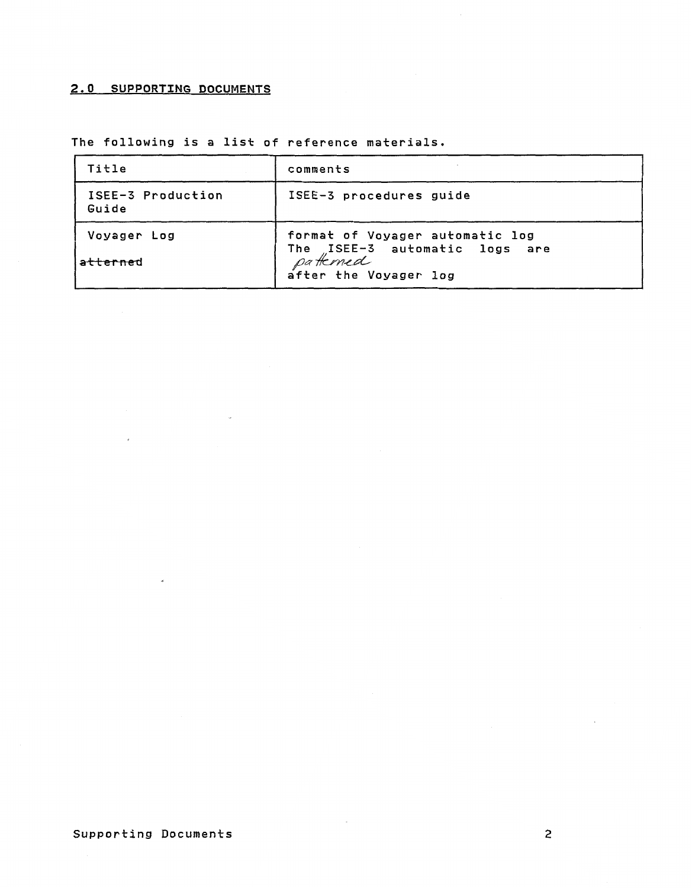## 2.0 SUPPORTING DOCUMENTS

The following is a list of reference materials.

| Title | comments |
| --- | --- |
| ISEE-3 Production Guide | ISEE-3 procedures guide |
| Voyager Log | format of Voyager automatic log The ISEE-3 automatic logs are patterned after the Voyager log |

Supporting Documents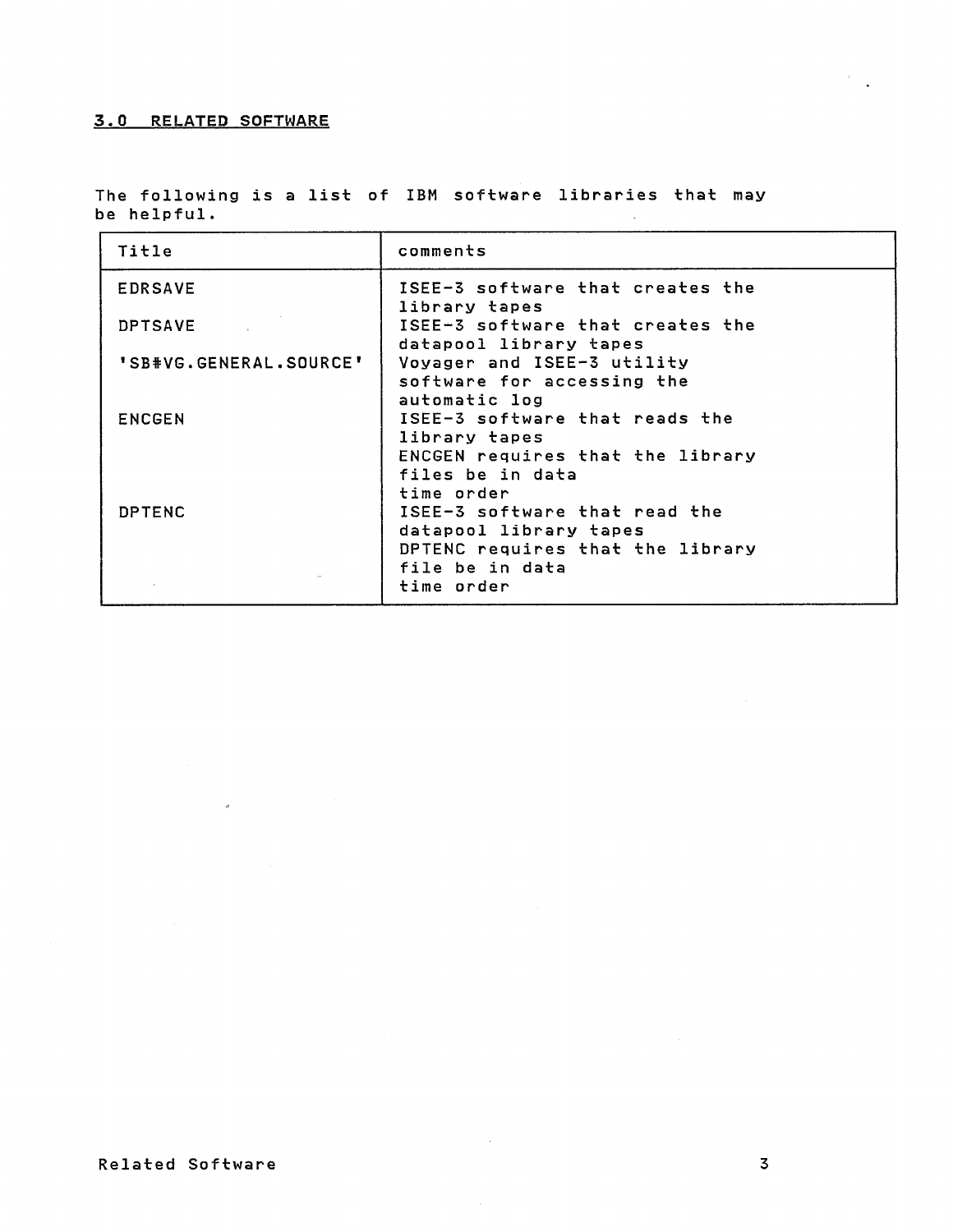## 3.0 RELATED SOFTWARE

The following is a list of IBM software libraries that may be helpful.

| Title | comments |
|---|---|
| EDRSAVE | ISEE-3 software that creates the library tapes |
| DPTSAVE | ISEE-3 software that creates the datapool library tapes |
| 'SB#VG.GENERAL.SOURCE' | Voyager and ISEE-3 utility software for accessing the automatic log |
| ENCGEN | ISEE-3 software that reads the library tapes<br>ENCGEN requires that the library files be in data time order |
| DPTENC | ISEE-3 software that read the datapool library tapes<br>DPTENC requires that the library file be in data time order |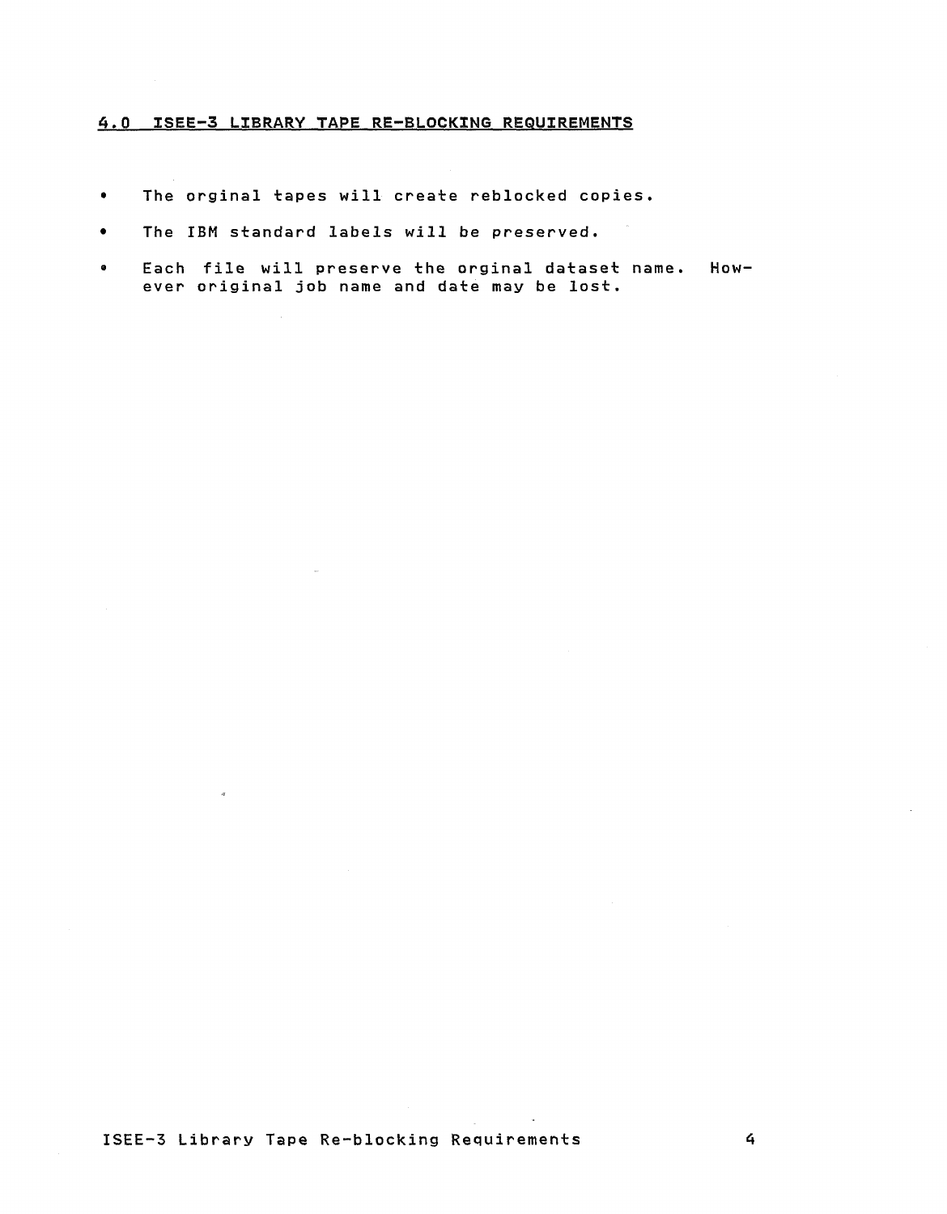## 4.0 ISEE-3 LIBRARY TAPE RE-BLOCKING REQUIREMENTS

- The orginal tapes will create reblocked copies.
- The IBM standard labels will be preserved.
- Each file will preserve the orginal dataset name. However original job name and date may be lost.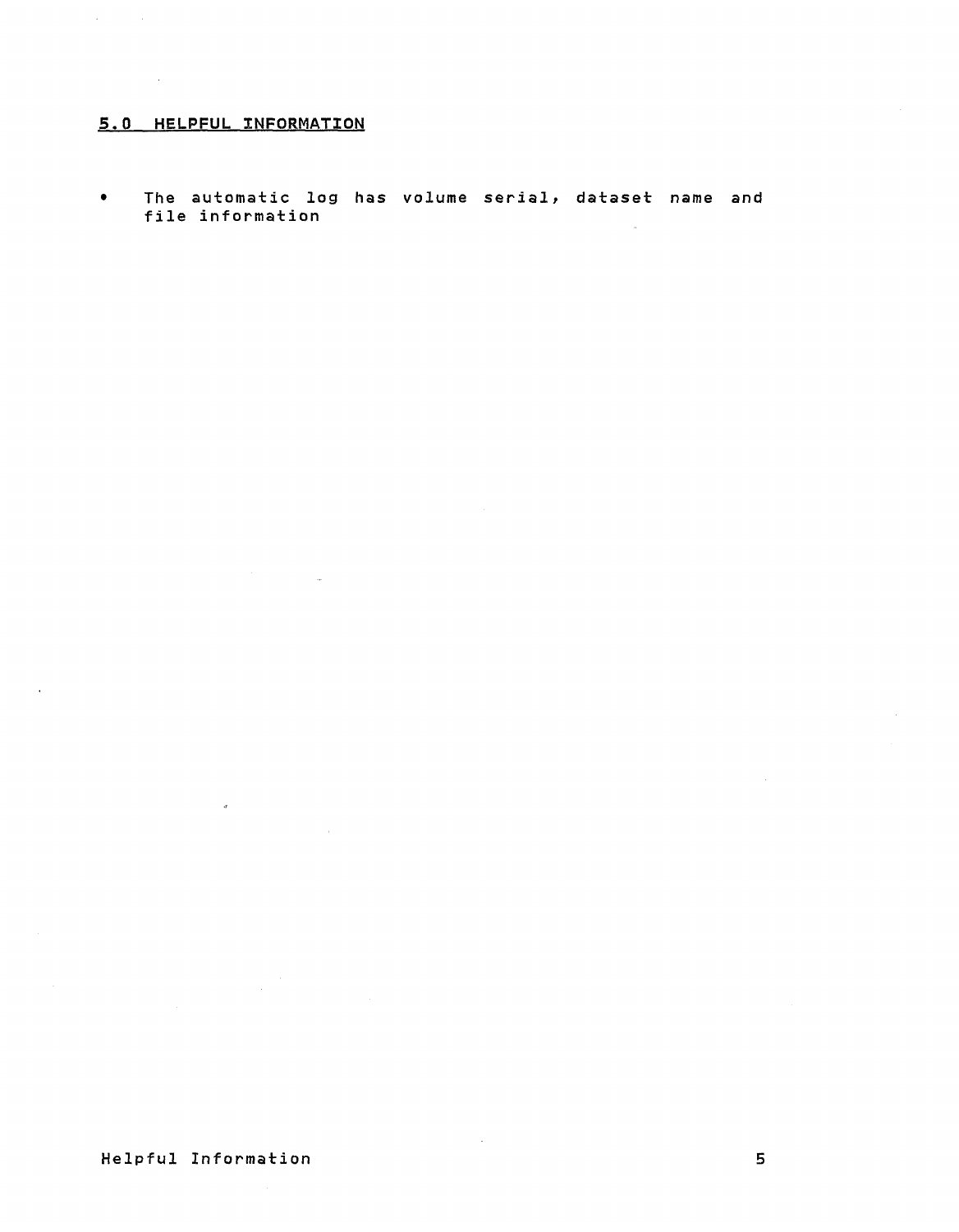## 5.0 HELPFUL INFORMATION

- The automatic log has volume serial, dataset name and file information